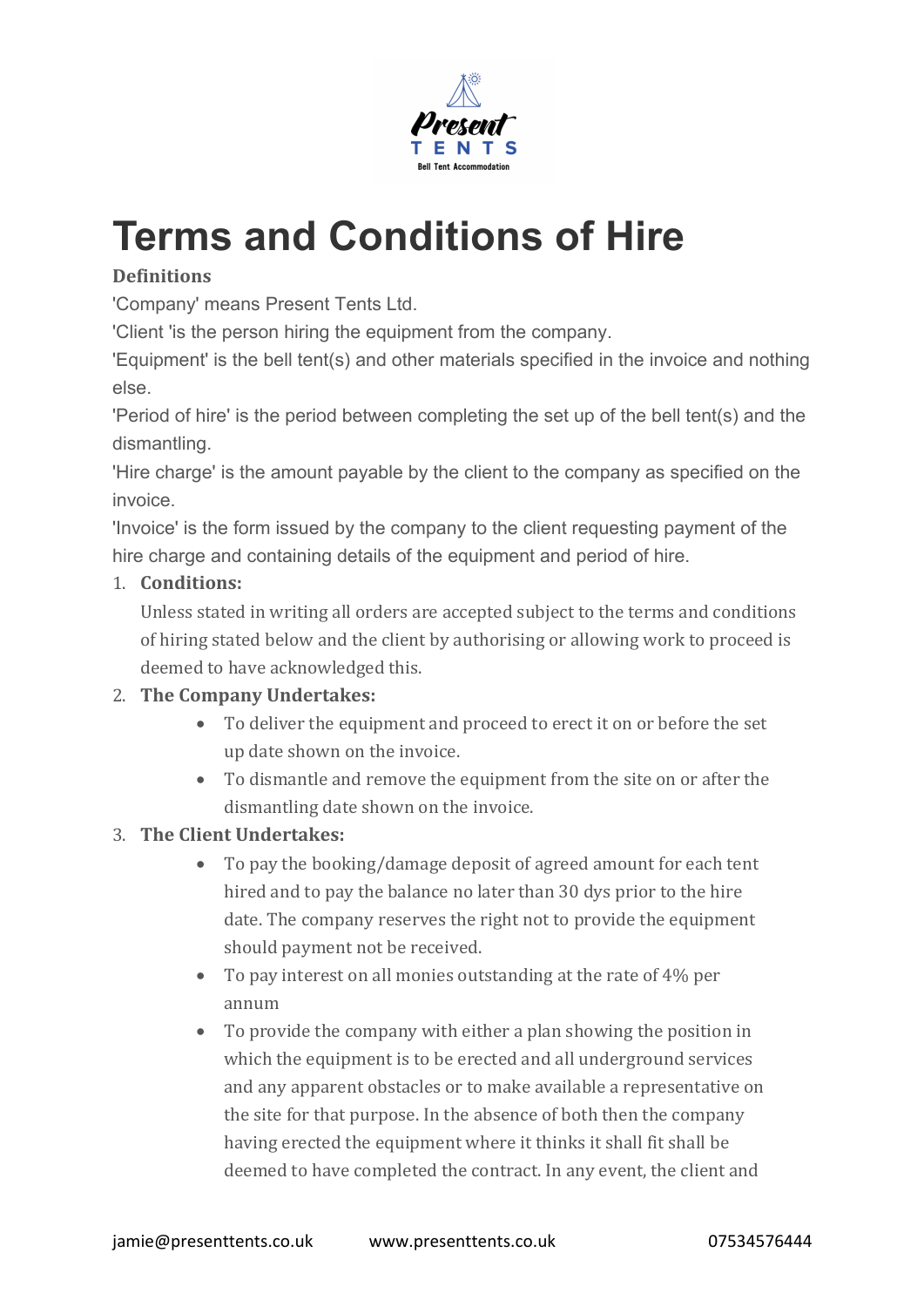# Terms and Conditions of Hire

**Definitions**

'Company' means Present Tents Ltd.

'Client 'is the person hiring the equipment from the company.

'Equipment' is the bell tent(s) and other materials specified in the invoice and nothing else.

'Period of hire' is the period between completing the set up of the bell tent(s) and the dismantling.

'Hire charge' is the amount payable by the client to the company as specified on the invoice.

'Invoice' is the form issued by the company to the client requesting payment of the hire charge and containing details of the equipment and period of hire.

1. **Conditions:**

   Unless stated in writing all orders are accepted subject to the terms and conditions of hiring stated below and the client by authorising or allowing work to proceed is deemed to have acknowledged this.

2. **The Company Undertakes:**
   - To deliver the equipment and proceed to erect it on or before the set up date shown on the invoice.
   - To dismantle and remove the equipment from the site on or after the dismantling date shown on the invoice.

3. **The Client Undertakes:**
   - To pay the booking/damage deposit of agreed amount for each tent hired and to pay the balance no later than 30 dys prior to the hire date. The company reserves the right not to provide the equipment should payment not be received.
   - To pay interest on all monies outstanding at the rate of 4% per annum
   - To provide the company with either a plan showing the position in which the equipment is to be erected and all underground services and any apparent obstacles or to make available a representative on the site for that purpose. In the absence of both then the company having erected the equipment where it thinks it shall fit shall be deemed to have completed the contract. In any event, the client and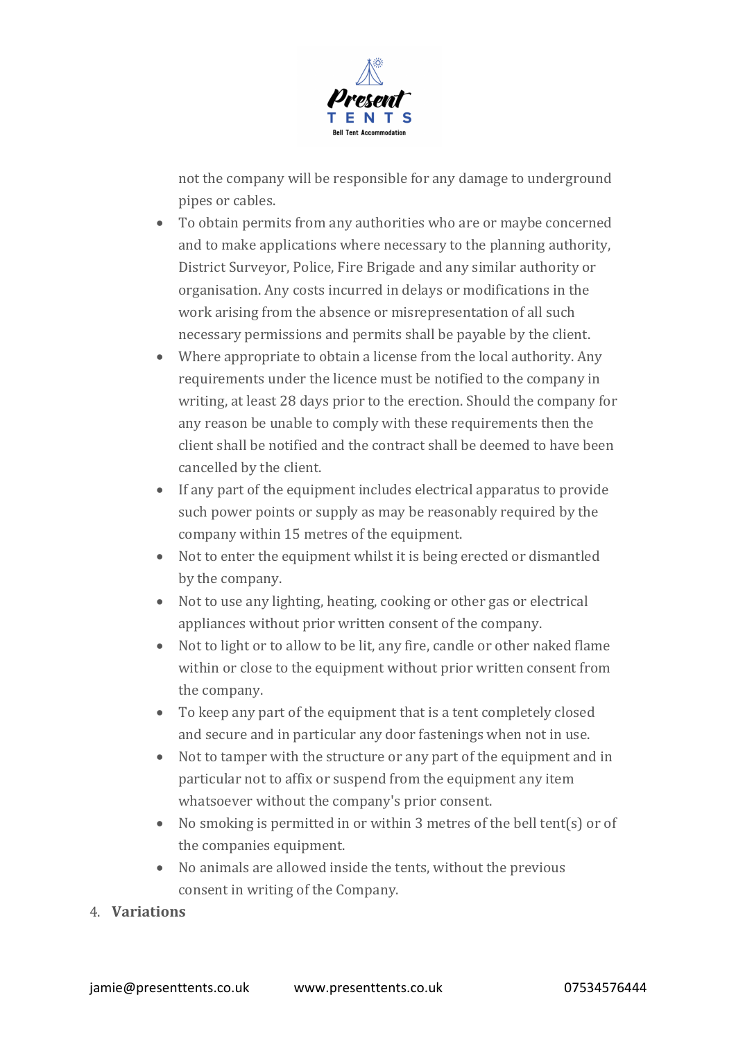not the company will be responsible for any damage to underground pipes or cables.

- To obtain permits from any authorities who are or maybe concerned and to make applications where necessary to the planning authority, District Surveyor, Police, Fire Brigade and any similar authority or organisation. Any costs incurred in delays or modifications in the work arising from the absence or misrepresentation of all such necessary permissions and permits shall be payable by the client.
- Where appropriate to obtain a license from the local authority. Any requirements under the licence must be notified to the company in writing, at least 28 days prior to the erection. Should the company for any reason be unable to comply with these requirements then the client shall be notified and the contract shall be deemed to have been cancelled by the client.
- If any part of the equipment includes electrical apparatus to provide such power points or supply as may be reasonably required by the company within 15 metres of the equipment.
- Not to enter the equipment whilst it is being erected or dismantled by the company.
- Not to use any lighting, heating, cooking or other gas or electrical appliances without prior written consent of the company.
- Not to light or to allow to be lit, any fire, candle or other naked flame within or close to the equipment without prior written consent from the company.
- To keep any part of the equipment that is a tent completely closed and secure and in particular any door fastenings when not in use.
- Not to tamper with the structure or any part of the equipment and in particular not to affix or suspend from the equipment any item whatsoever without the company's prior consent.
- No smoking is permitted in or within 3 metres of the bell tent(s) or of the companies equipment.
- No animals are allowed inside the tents, without the previous consent in writing of the Company.

4. **Variations**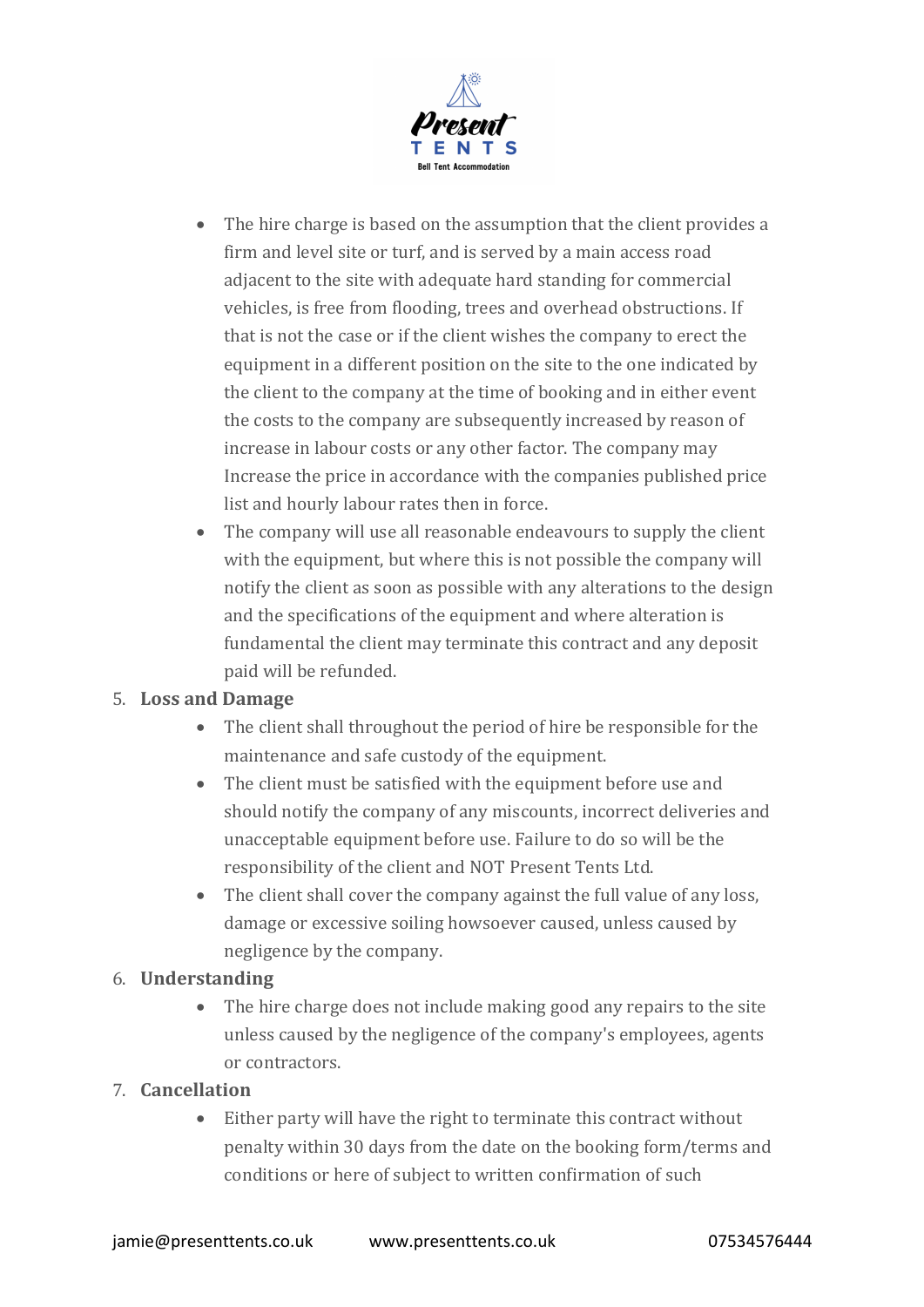- The hire charge is based on the assumption that the client provides a firm and level site or turf, and is served by a main access road adjacent to the site with adequate hard standing for commercial vehicles, is free from flooding, trees and overhead obstructions. If that is not the case or if the client wishes the company to erect the equipment in a different position on the site to the one indicated by the client to the company at the time of booking and in either event the costs to the company are subsequently increased by reason of increase in labour costs or any other factor. The company may Increase the price in accordance with the companies published price list and hourly labour rates then in force.
- The company will use all reasonable endeavours to supply the client with the equipment, but where this is not possible the company will notify the client as soon as possible with any alterations to the design and the specifications of the equipment and where alteration is fundamental the client may terminate this contract and any deposit paid will be refunded.

5. **Loss and Damage**
   - The client shall throughout the period of hire be responsible for the maintenance and safe custody of the equipment.
   - The client must be satisfied with the equipment before use and should notify the company of any miscounts, incorrect deliveries and unacceptable equipment before use. Failure to do so will be the responsibility of the client and NOT Present Tents Ltd.
   - The client shall cover the company against the full value of any loss, damage or excessive soiling howsoever caused, unless caused by negligence by the company.
6. **Understanding**
   - The hire charge does not include making good any repairs to the site unless caused by the negligence of the company's employees, agents or contractors.
7. **Cancellation**
   - Either party will have the right to terminate this contract without penalty within 30 days from the date on the booking form/terms and conditions or here of subject to written confirmation of such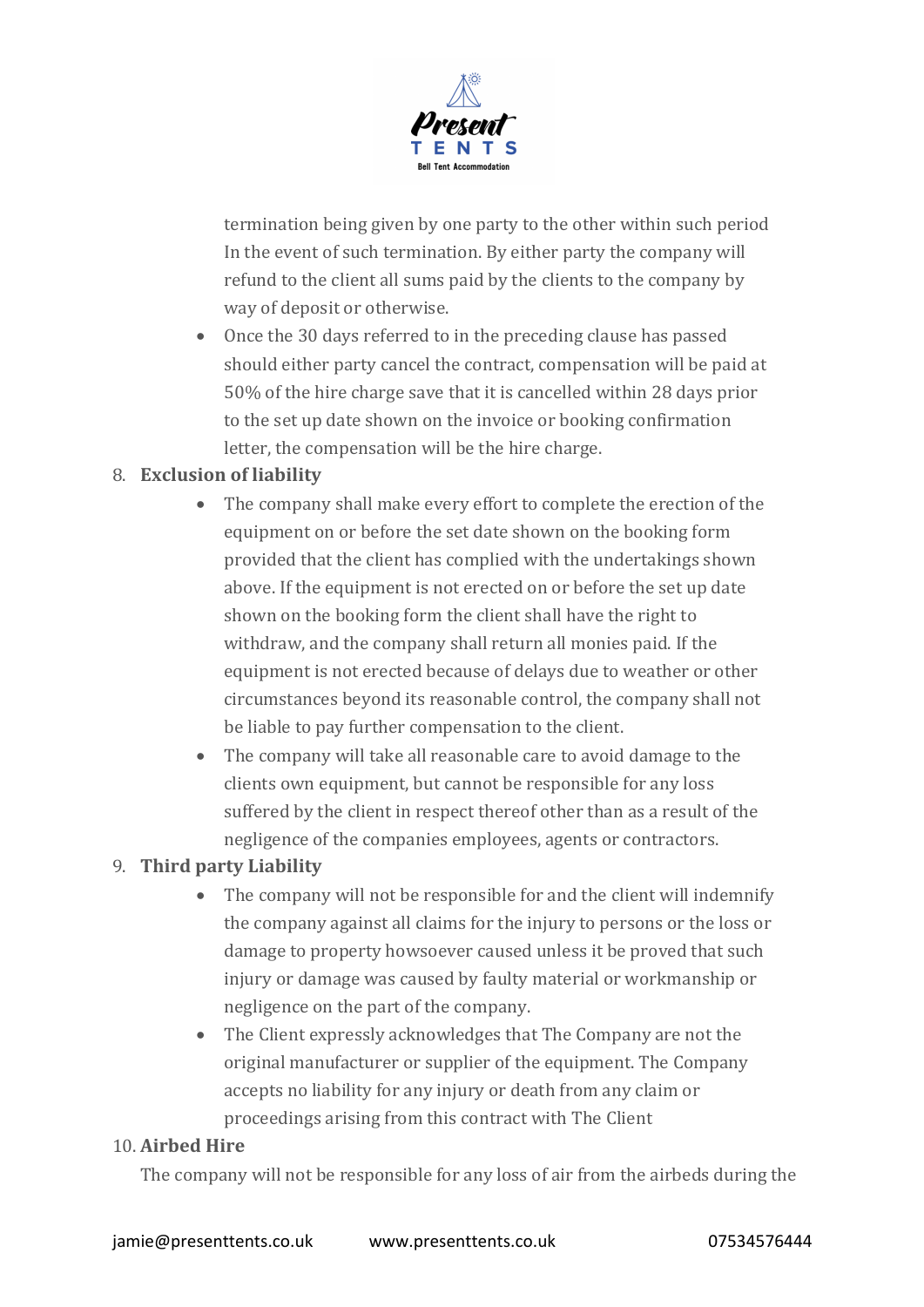termination being given by one party to the other within such period In the event of such termination. By either party the company will refund to the client all sums paid by the clients to the company by way of deposit or otherwise.

- Once the 30 days referred to in the preceding clause has passed should either party cancel the contract, compensation will be paid at 50% of the hire charge save that it is cancelled within 28 days prior to the set up date shown on the invoice or booking confirmation letter, the compensation will be the hire charge.

8. **Exclusion of liability**
    - The company shall make every effort to complete the erection of the equipment on or before the set date shown on the booking form provided that the client has complied with the undertakings shown above. If the equipment is not erected on or before the set up date shown on the booking form the client shall have the right to withdraw, and the company shall return all monies paid. If the equipment is not erected because of delays due to weather or other circumstances beyond its reasonable control, the company shall not be liable to pay further compensation to the client.
    - The company will take all reasonable care to avoid damage to the clients own equipment, but cannot be responsible for any loss suffered by the client in respect thereof other than as a result of the negligence of the companies employees, agents or contractors.
9. **Third party Liability**
    - The company will not be responsible for and the client will indemnify the company against all claims for the injury to persons or the loss or damage to property howsoever caused unless it be proved that such injury or damage was caused by faulty material or workmanship or negligence on the part of the company.
    - The Client expressly acknowledges that The Company are not the original manufacturer or supplier of the equipment. The Company accepts no liability for any injury or death from any claim or proceedings arising from this contract with The Client
10. **Airbed Hire**

    The company will not be responsible for any loss of air from the airbeds during the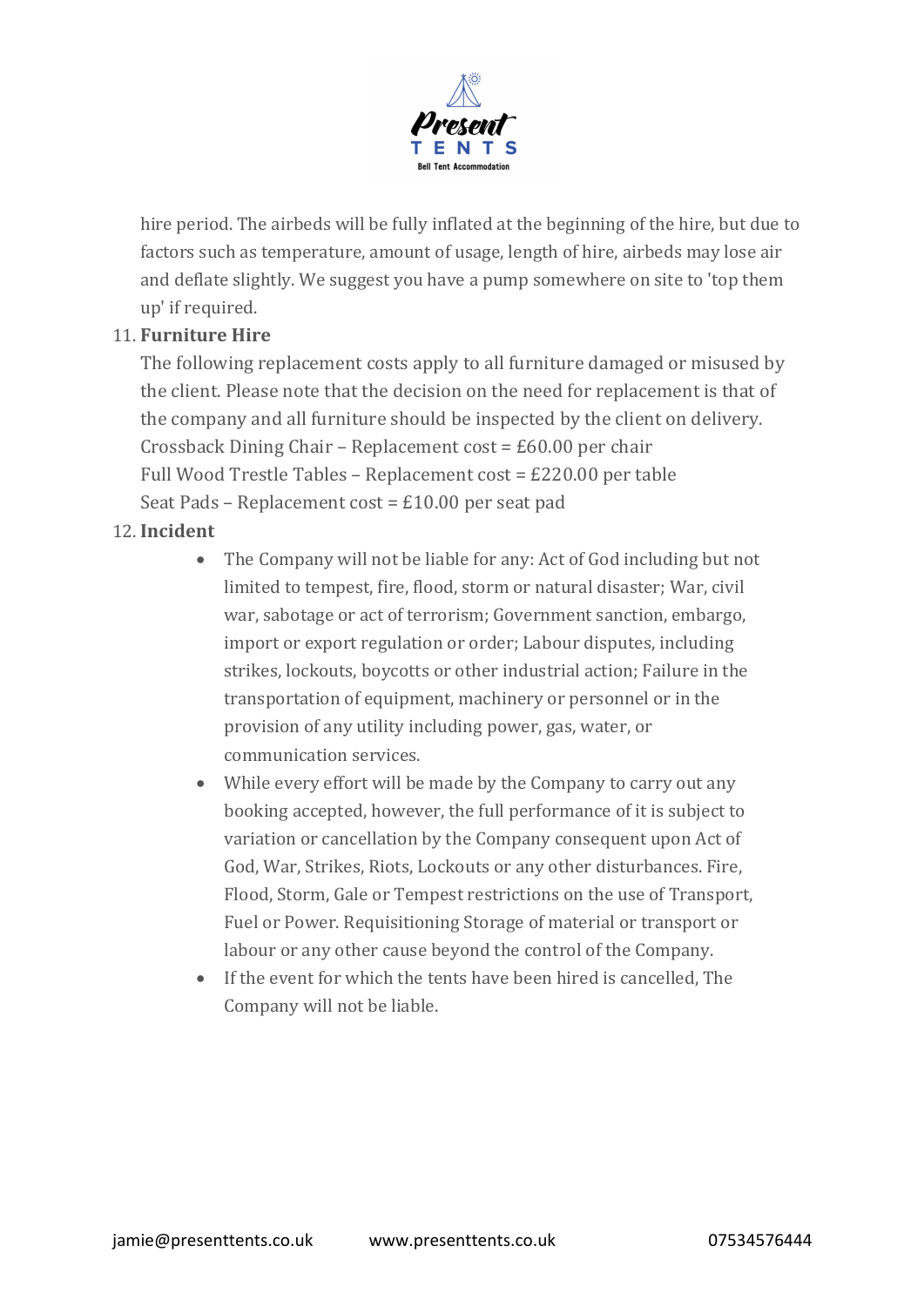hire period. The airbeds will be fully inflated at the beginning of the hire, but due to factors such as temperature, amount of usage, length of hire, airbeds may lose air and deflate slightly. We suggest you have a pump somewhere on site to 'top them up' if required.

11. **Furniture Hire**
    The following replacement costs apply to all furniture damaged or misused by the client. Please note that the decision on the need for replacement is that of the company and all furniture should be inspected by the client on delivery.
    Crossback Dining Chair – Replacement cost = £60.00 per chair
    Full Wood Trestle Tables – Replacement cost = £220.00 per table
    Seat Pads – Replacement cost = £10.00 per seat pad
12. **Incident**
    - The Company will not be liable for any: Act of God including but not limited to tempest, fire, flood, storm or natural disaster; War, civil war, sabotage or act of terrorism; Government sanction, embargo, import or export regulation or order; Labour disputes, including strikes, lockouts, boycotts or other industrial action; Failure in the transportation of equipment, machinery or personnel or in the provision of any utility including power, gas, water, or communication services.
    - While every effort will be made by the Company to carry out any booking accepted, however, the full performance of it is subject to variation or cancellation by the Company consequent upon Act of God, War, Strikes, Riots, Lockouts or any other disturbances. Fire, Flood, Storm, Gale or Tempest restrictions on the use of Transport, Fuel or Power. Requisitioning Storage of material or transport or labour or any other cause beyond the control of the Company.
    - If the event for which the tents have been hired is cancelled, The Company will not be liable.